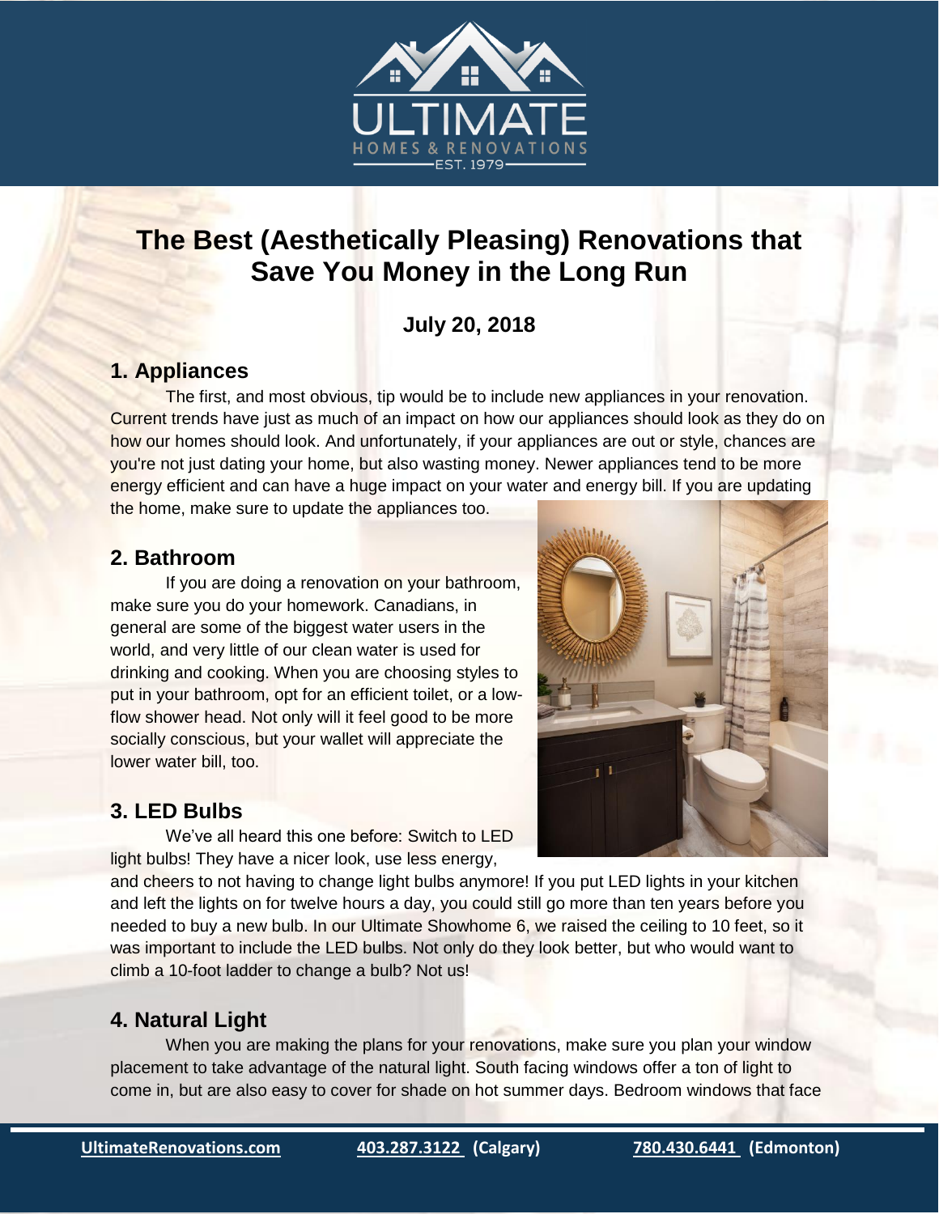# The Best (Aesthetically Pleasing) Renovations that Save You Money in the Long Run

**July 20, 2018**

## 1. Appliances

The first, and most obvious, tip would be to include new appliances in your renovation. Current trends have just as much of an impact on how our appliances should look as they do on how our homes should look. And unfortunately, if your appliances are out or style, chances are you're not just dating your home, but also wasting money. Newer appliances tend to be more energy efficient and can have a huge impact on your water and energy bill. If you are updating the home, make sure to update the appliances too.

## 2. Bathroom

If you are doing a renovation on your bathroom, make sure you do your homework. Canadians, in general are some of the biggest water users in the world, and very little of our clean water is used for drinking and cooking. When you are choosing styles to put in your bathroom, opt for an efficient toilet, or a low-flow shower head. Not only will it feel good to be more socially conscious, but your wallet will appreciate the lower water bill, too.

## 3. LED Bulbs

We've all heard this one before: Switch to LED light bulbs! They have a nicer look, use less energy, and cheers to not having to change light bulbs anymore! If you put LED lights in your kitchen and left the lights on for twelve hours a day, you could still go more than ten years before you needed to buy a new bulb. In our Ultimate Showhome 6, we raised the ceiling to 10 feet, so it was important to include the LED bulbs. Not only do they look better, but who would want to climb a 10-foot ladder to change a bulb? Not us!

## 4. Natural Light

When you are making the plans for your renovations, make sure you plan your window placement to take advantage of the natural light. South facing windows offer a ton of light to come in, but are also easy to cover for shade on hot summer days. Bedroom windows that face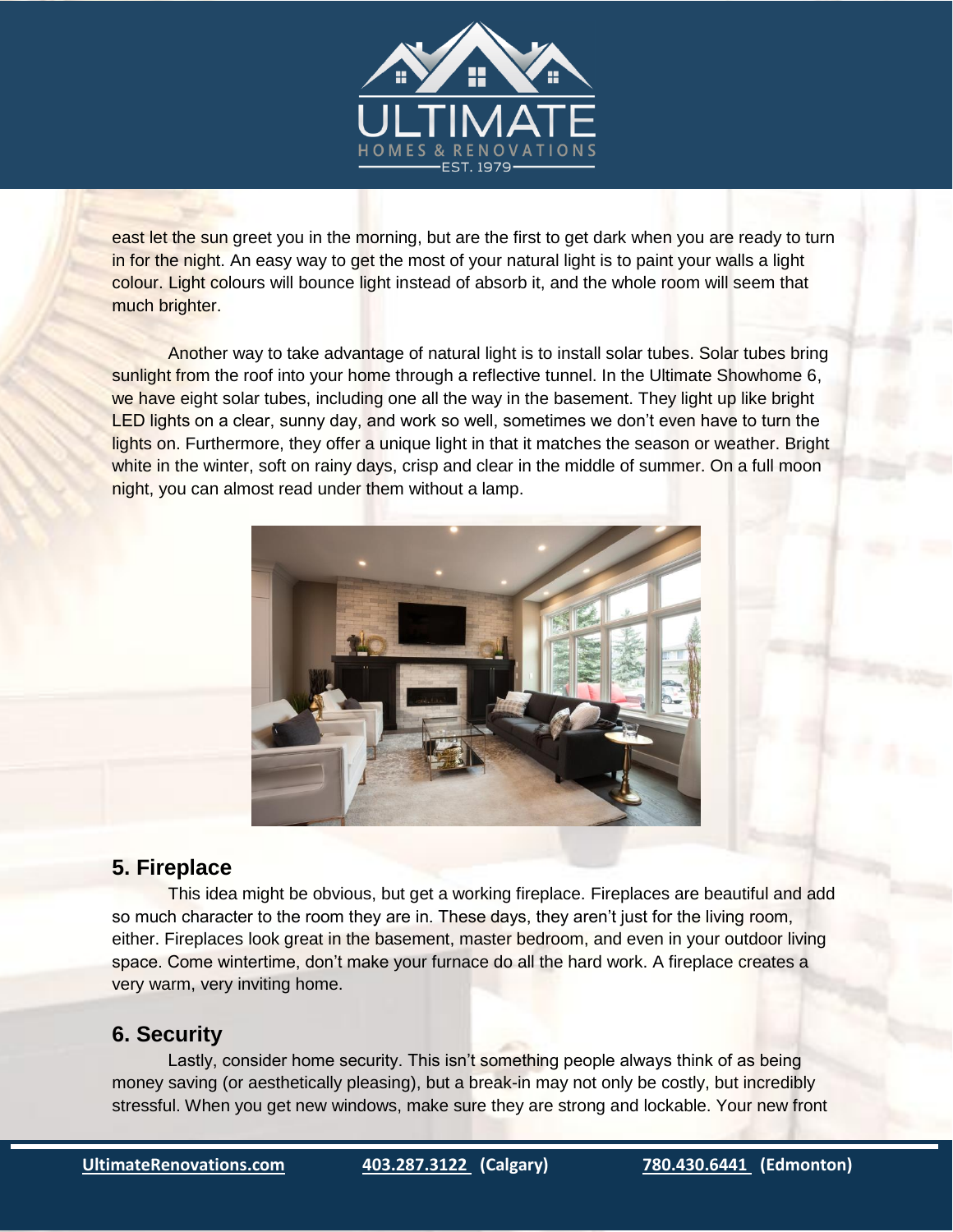east let the sun greet you in the morning, but are the first to get dark when you are ready to turn in for the night. An easy way to get the most of your natural light is to paint your walls a light colour. Light colours will bounce light instead of absorb it, and the whole room will seem that much brighter.

Another way to take advantage of natural light is to install solar tubes. Solar tubes bring sunlight from the roof into your home through a reflective tunnel. In the Ultimate Showhome 6, we have eight solar tubes, including one all the way in the basement. They light up like bright LED lights on a clear, sunny day, and work so well, sometimes we don't even have to turn the lights on. Furthermore, they offer a unique light in that it matches the season or weather. Bright white in the winter, soft on rainy days, crisp and clear in the middle of summer. On a full moon night, you can almost read under them without a lamp.

## 5. Fireplace

This idea might be obvious, but get a working fireplace. Fireplaces are beautiful and add so much character to the room they are in. These days, they aren't just for the living room, either. Fireplaces look great in the basement, master bedroom, and even in your outdoor living space. Come wintertime, don't make your furnace do all the hard work. A fireplace creates a very warm, very inviting home.

## 6. Security

Lastly, consider home security. This isn't something people always think of as being money saving (or aesthetically pleasing), but a break-in may not only be costly, but incredibly stressful. When you get new windows, make sure they are strong and lockable. Your new front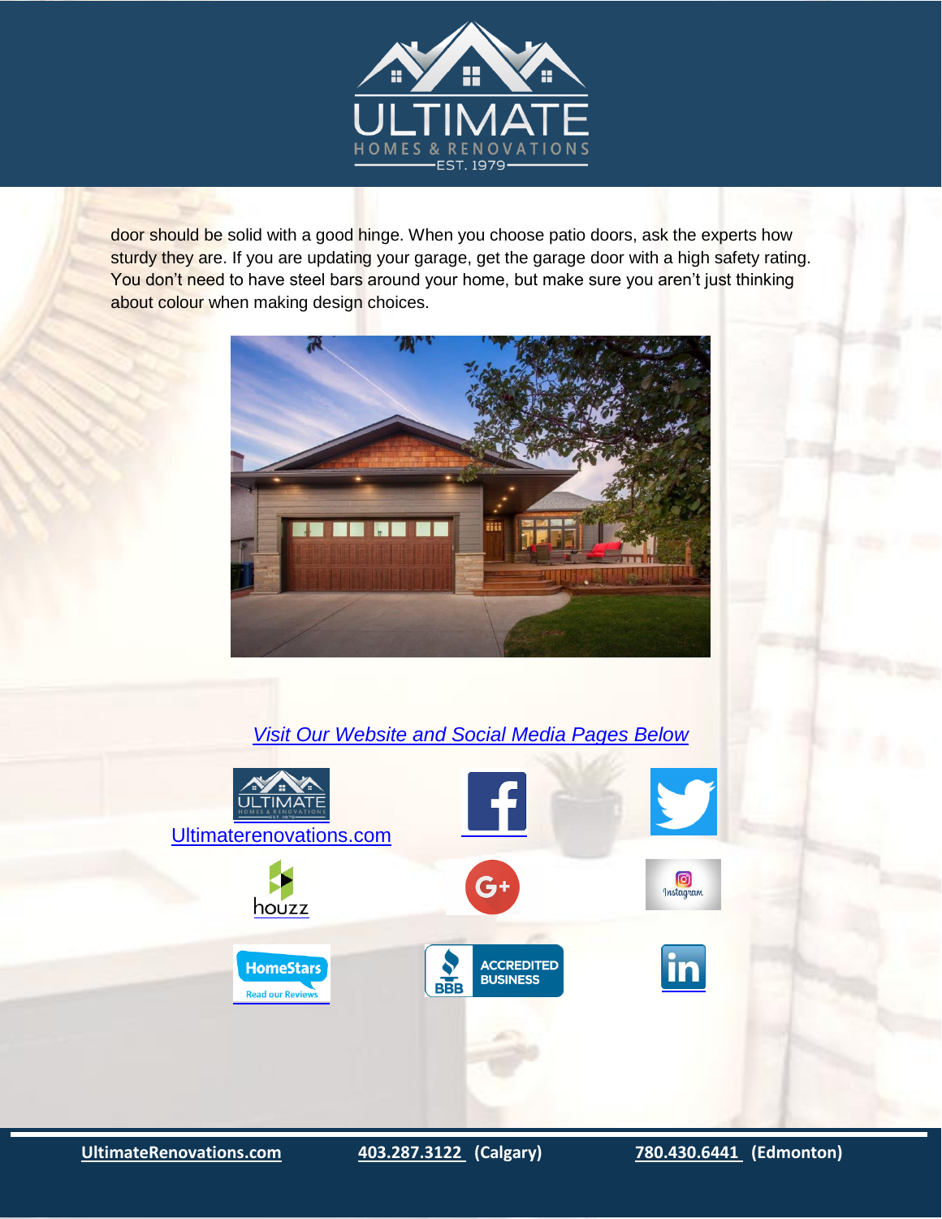door should be solid with a good hinge. When you choose patio doors, ask the experts how sturdy they are. If you are updating your garage, get the garage door with a high safety rating. You don't need to have steel bars around your home, but make sure you aren't just thinking about colour when making design choices.

*Visit Our Website and Social Media Pages Below*

Ultimaterenovations.com

UltimateRenovations.com 403.287.3122 (Calgary) 780.430.6441 (Edmonton)